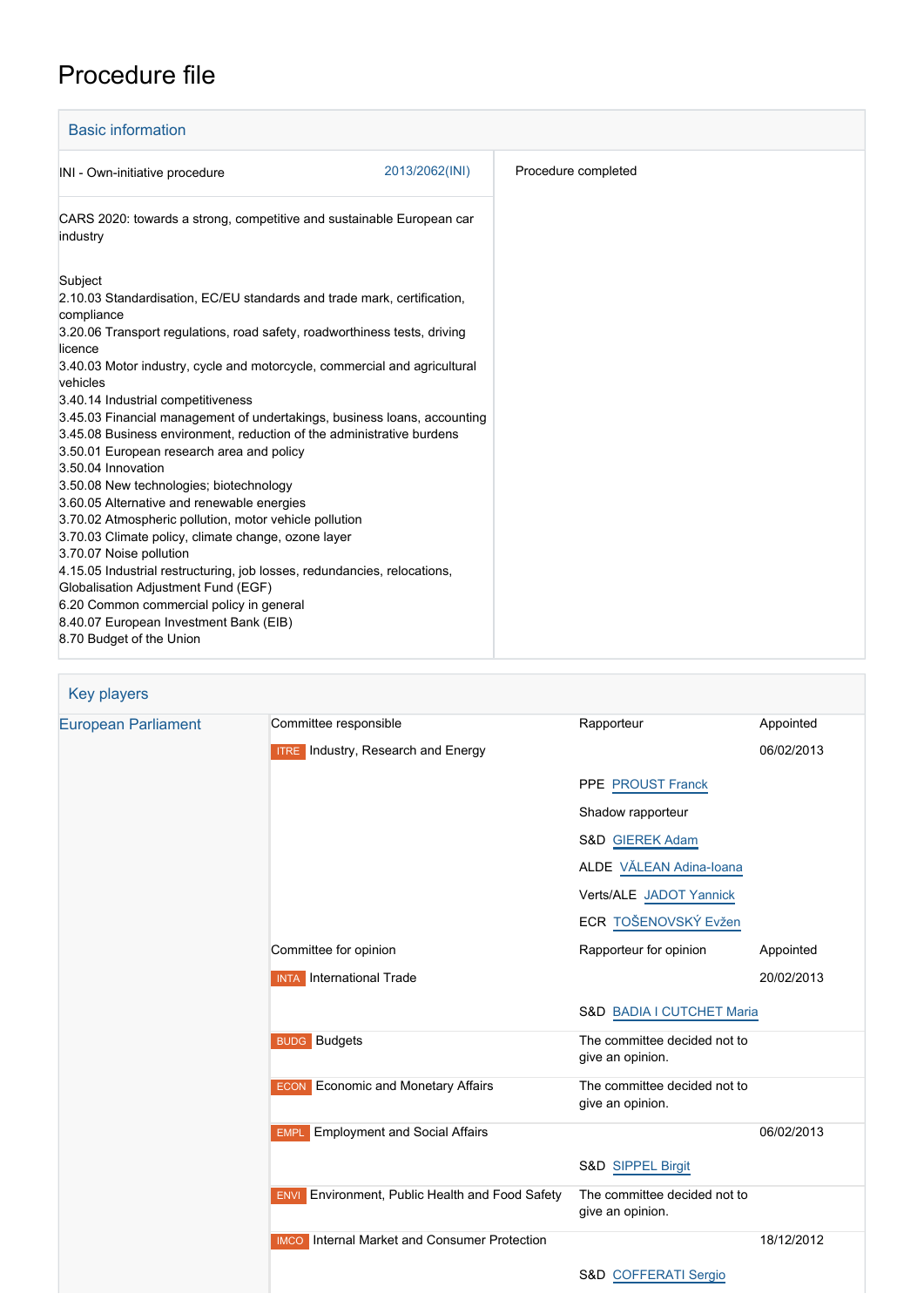# Procedure file

## Basic information

| | | |
|---|---|---|
| INI - Own-initiative procedure | 2013/2062(INI) | Procedure completed |

CARS 2020: towards a strong, competitive and sustainable European car industry

Subject
2.10.03 Standardisation, EC/EU standards and trade mark, certification, compliance
3.20.06 Transport regulations, road safety, roadworthiness tests, driving licence
3.40.03 Motor industry, cycle and motorcycle, commercial and agricultural vehicles
3.40.14 Industrial competitiveness
3.45.03 Financial management of undertakings, business loans, accounting
3.45.08 Business environment, reduction of the administrative burdens
3.50.01 European research area and policy
3.50.04 Innovation
3.50.08 New technologies; biotechnology
3.60.05 Alternative and renewable energies
3.70.02 Atmospheric pollution, motor vehicle pollution
3.70.03 Climate policy, climate change, ozone layer
3.70.07 Noise pollution
4.15.05 Industrial restructuring, job losses, redundancies, relocations, Globalisation Adjustment Fund (EGF)
6.20 Common commercial policy in general
8.40.07 European Investment Bank (EIB)
8.70 Budget of the Union

## Key players

| European Parliament | Committee responsible | Rapporteur | Appointed |
|---|---|---|---|
| | ITRE Industry, Research and Energy | | 06/02/2013 |
| | | PPE PROUST Franck | |
| | | Shadow rapporteur | |
| | | S&D GIEREK Adam | |
| | | ALDE VĂLEAN Adina-Ioana | |
| | | Verts/ALE JADOT Yannick | |
| | | ECR TOŠENOVSKÝ Evžen | |
| | Committee for opinion | Rapporteur for opinion | Appointed |
| | INTA International Trade | | 20/02/2013 |
| | | S&D BADIA I CUTCHET Maria | |
| | BUDG Budgets | The committee decided not to give an opinion. | |
| | ECON Economic and Monetary Affairs | The committee decided not to give an opinion. | |
| | EMPL Employment and Social Affairs | | 06/02/2013 |
| | | S&D SIPPEL Birgit | |
| | ENVI Environment, Public Health and Food Safety | The committee decided not to give an opinion. | |
| | IMCO Internal Market and Consumer Protection | | 18/12/2012 |
| | | S&D COFFERATI Sergio | |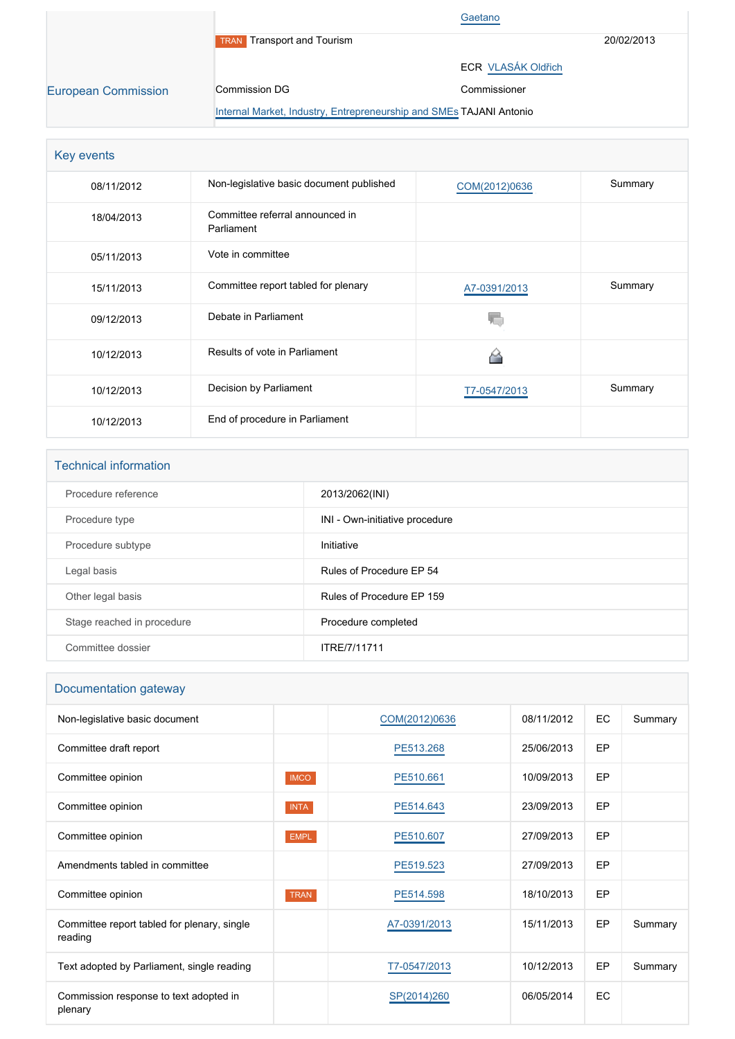| | | | |
|---|---|---|---|
| | | Gaetano | |
| | TRAN Transport and Tourism | | 20/02/2013 |
| | | ECR VLASÁK Oldřich | |
| European Commission | Commission DG | Commissioner | |
| | Internal Market, Industry, Entrepreneurship and SMEs | TAJANI Antonio | |

## Key events

| | | | |
|---|---|---|---|
| 08/11/2012 | Non-legislative basic document published | COM(2012)0636 | Summary |
| 18/04/2013 | Committee referral announced in Parliament | | |
| 05/11/2013 | Vote in committee | | |
| 15/11/2013 | Committee report tabled for plenary | A7-0391/2013 | Summary |
| 09/12/2013 | Debate in Parliament | | |
| 10/12/2013 | Results of vote in Parliament | | |
| 10/12/2013 | Decision by Parliament | T7-0547/2013 | Summary |
| 10/12/2013 | End of procedure in Parliament | | |

## Technical information

| | |
|---|---|
| Procedure reference | 2013/2062(INI) |
| Procedure type | INI - Own-initiative procedure |
| Procedure subtype | Initiative |
| Legal basis | Rules of Procedure EP 54 |
| Other legal basis | Rules of Procedure EP 159 |
| Stage reached in procedure | Procedure completed |
| Committee dossier | ITRE/7/11711 |

## Documentation gateway

| | | | | | |
|---|---|---|---|---|---|
| Non-legislative basic document | | COM(2012)0636 | 08/11/2012 | EC | Summary |
| Committee draft report | | PE513.268 | 25/06/2013 | EP | |
| Committee opinion | IMCO | PE510.661 | 10/09/2013 | EP | |
| Committee opinion | INTA | PE514.643 | 23/09/2013 | EP | |
| Committee opinion | EMPL | PE510.607 | 27/09/2013 | EP | |
| Amendments tabled in committee | | PE519.523 | 27/09/2013 | EP | |
| Committee opinion | TRAN | PE514.598 | 18/10/2013 | EP | |
| Committee report tabled for plenary, single reading | | A7-0391/2013 | 15/11/2013 | EP | Summary |
| Text adopted by Parliament, single reading | | T7-0547/2013 | 10/12/2013 | EP | Summary |
| Commission response to text adopted in plenary | | SP(2014)260 | 06/05/2014 | EC | |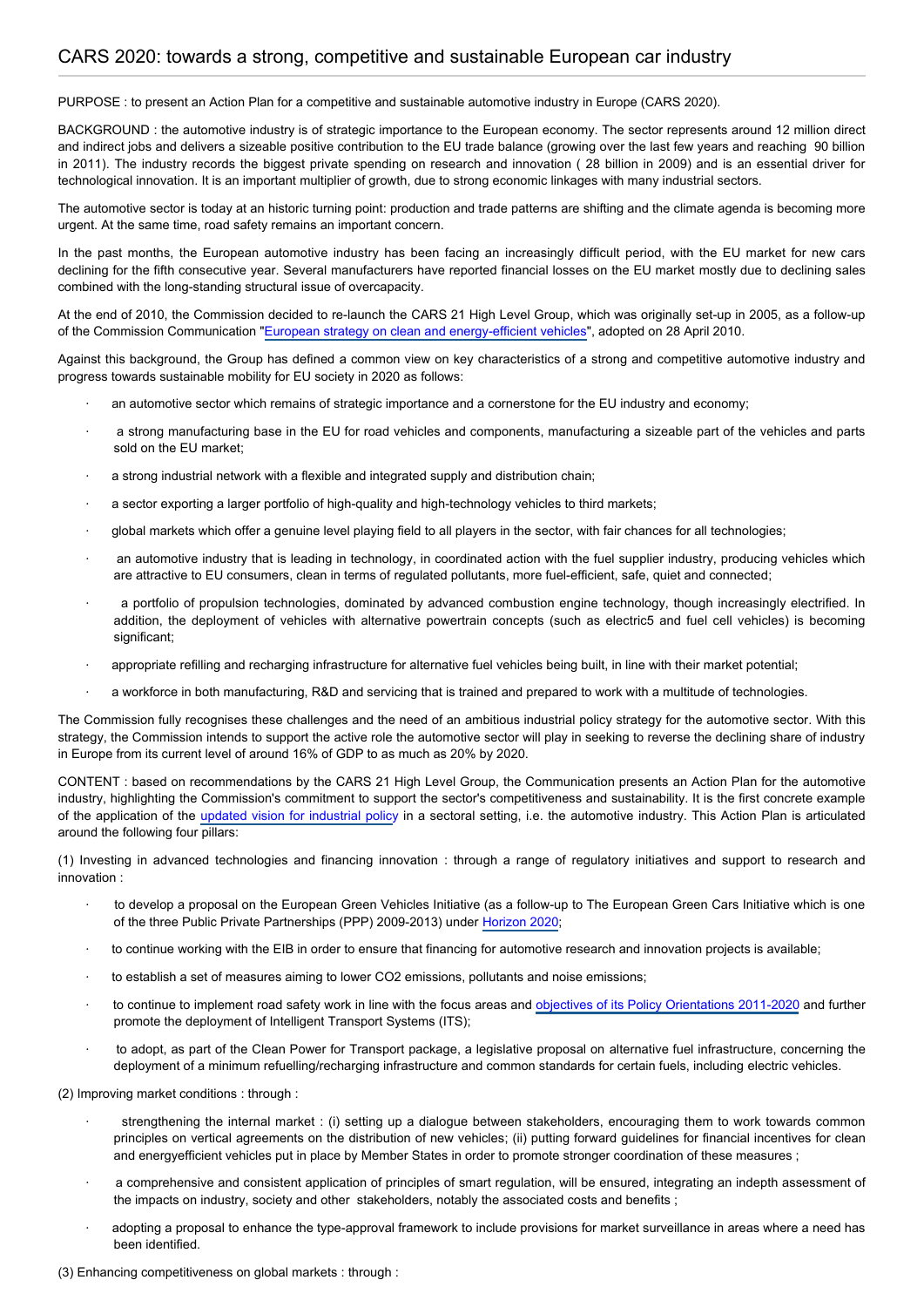## CARS 2020: towards a strong, competitive and sustainable European car industry

PURPOSE : to present an Action Plan for a competitive and sustainable automotive industry in Europe (CARS 2020).

BACKGROUND : the automotive industry is of strategic importance to the European economy. The sector represents around 12 million direct and indirect jobs and delivers a sizeable positive contribution to the EU trade balance (growing over the last few years and reaching 90 billion in 2011). The industry records the biggest private spending on research and innovation ( 28 billion in 2009) and is an essential driver for technological innovation. It is an important multiplier of growth, due to strong economic linkages with many industrial sectors.

The automotive sector is today at an historic turning point: production and trade patterns are shifting and the climate agenda is becoming more urgent. At the same time, road safety remains an important concern.

In the past months, the European automotive industry has been facing an increasingly difficult period, with the EU market for new cars declining for the fifth consecutive year. Several manufacturers have reported financial losses on the EU market mostly due to declining sales combined with the long-standing structural issue of overcapacity.

At the end of 2010, the Commission decided to re-launch the CARS 21 High Level Group, which was originally set-up in 2005, as a follow-up of the Commission Communication "European strategy on clean and energy-efficient vehicles", adopted on 28 April 2010.

Against this background, the Group has defined a common view on key characteristics of a strong and competitive automotive industry and progress towards sustainable mobility for EU society in 2020 as follows:

- an automotive sector which remains of strategic importance and a cornerstone for the EU industry and economy;
- a strong manufacturing base in the EU for road vehicles and components, manufacturing a sizeable part of the vehicles and parts sold on the EU market;
- a strong industrial network with a flexible and integrated supply and distribution chain;
- a sector exporting a larger portfolio of high-quality and high-technology vehicles to third markets;
- global markets which offer a genuine level playing field to all players in the sector, with fair chances for all technologies;
- an automotive industry that is leading in technology, in coordinated action with the fuel supplier industry, producing vehicles which are attractive to EU consumers, clean in terms of regulated pollutants, more fuel-efficient, safe, quiet and connected;
- a portfolio of propulsion technologies, dominated by advanced combustion engine technology, though increasingly electrified. In addition, the deployment of vehicles with alternative powertrain concepts (such as electric5 and fuel cell vehicles) is becoming significant;
- appropriate refilling and recharging infrastructure for alternative fuel vehicles being built, in line with their market potential;
- a workforce in both manufacturing, R&D and servicing that is trained and prepared to work with a multitude of technologies.

The Commission fully recognises these challenges and the need of an ambitious industrial policy strategy for the automotive sector. With this strategy, the Commission intends to support the active role the automotive sector will play in seeking to reverse the declining share of industry in Europe from its current level of around 16% of GDP to as much as 20% by 2020.

CONTENT : based on recommendations by the CARS 21 High Level Group, the Communication presents an Action Plan for the automotive industry, highlighting the Commission's commitment to support the sector's competitiveness and sustainability. It is the first concrete example of the application of the updated vision for industrial policy in a sectoral setting, i.e. the automotive industry. This Action Plan is articulated around the following four pillars:

(1) Investing in advanced technologies and financing innovation : through a range of regulatory initiatives and support to research and innovation :

- to develop a proposal on the European Green Vehicles Initiative (as a follow-up to The European Green Cars Initiative which is one of the three Public Private Partnerships (PPP) 2009-2013) under Horizon 2020;
- to continue working with the EIB in order to ensure that financing for automotive research and innovation projects is available;
- to establish a set of measures aiming to lower $CO_2$ emissions, pollutants and noise emissions;
- to continue to implement road safety work in line with the focus areas and objectives of its Policy Orientations 2011-2020 and further promote the deployment of Intelligent Transport Systems (ITS);
- to adopt, as part of the Clean Power for Transport package, a legislative proposal on alternative fuel infrastructure, concerning the deployment of a minimum refuelling/recharging infrastructure and common standards for certain fuels, including electric vehicles.

(2) Improving market conditions : through :

- strengthening the internal market : (i) setting up a dialogue between stakeholders, encouraging them to work towards common principles on vertical agreements on the distribution of new vehicles; (ii) putting forward guidelines for financial incentives for clean and energyefficient vehicles put in place by Member States in order to promote stronger coordination of these measures ;
- a comprehensive and consistent application of principles of smart regulation, will be ensured, integrating an indepth assessment of the impacts on industry, society and other stakeholders, notably the associated costs and benefits ;
- adopting a proposal to enhance the type-approval framework to include provisions for market surveillance in areas where a need has been identified.

(3) Enhancing competitiveness on global markets : through :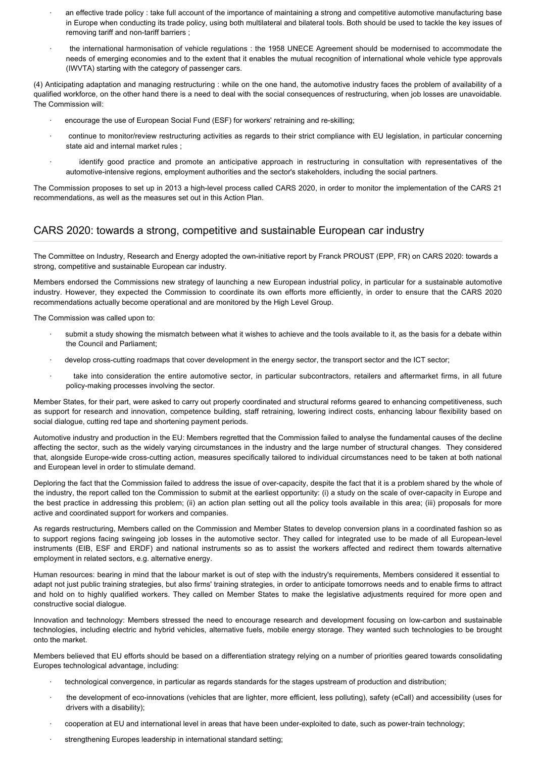- an effective trade policy : take full account of the importance of maintaining a strong and competitive automotive manufacturing base in Europe when conducting its trade policy, using both multilateral and bilateral tools. Both should be used to tackle the key issues of removing tariff and non-tariff barriers ;
- the international harmonisation of vehicle regulations : the 1958 UNECE Agreement should be modernised to accommodate the needs of emerging economies and to the extent that it enables the mutual recognition of international whole vehicle type approvals (IWVTA) starting with the category of passenger cars.

(4) Anticipating adaptation and managing restructuring : while on the one hand, the automotive industry faces the problem of availability of a qualified workforce, on the other hand there is a need to deal with the social consequences of restructuring, when job losses are unavoidable. The Commission will:

- encourage the use of European Social Fund (ESF) for workers' retraining and re-skilling;
- continue to monitor/review restructuring activities as regards to their strict compliance with EU legislation, in particular concerning state aid and internal market rules ;
- identify good practice and promote an anticipative approach in restructuring in consultation with representatives of the automotive-intensive regions, employment authorities and the sector's stakeholders, including the social partners.

The Commission proposes to set up in 2013 a high-level process called CARS 2020, in order to monitor the implementation of the CARS 21 recommendations, as well as the measures set out in this Action Plan.

## CARS 2020: towards a strong, competitive and sustainable European car industry

The Committee on Industry, Research and Energy adopted the own-initiative report by Franck PROUST (EPP, FR) on CARS 2020: towards a strong, competitive and sustainable European car industry.

Members endorsed the Commissions new strategy of launching a new European industrial policy, in particular for a sustainable automotive industry. However, they expected the Commission to coordinate its own efforts more efficiently, in order to ensure that the CARS 2020 recommendations actually become operational and are monitored by the High Level Group.

The Commission was called upon to:

- submit a study showing the mismatch between what it wishes to achieve and the tools available to it, as the basis for a debate within the Council and Parliament;
- develop cross-cutting roadmaps that cover development in the energy sector, the transport sector and the ICT sector;
- take into consideration the entire automotive sector, in particular subcontractors, retailers and aftermarket firms, in all future policy-making processes involving the sector.

Member States, for their part, were asked to carry out properly coordinated and structural reforms geared to enhancing competitiveness, such as support for research and innovation, competence building, staff retraining, lowering indirect costs, enhancing labour flexibility based on social dialogue, cutting red tape and shortening payment periods.

Automotive industry and production in the EU: Members regretted that the Commission failed to analyse the fundamental causes of the decline affecting the sector, such as the widely varying circumstances in the industry and the large number of structural changes. They considered that, alongside Europe-wide cross-cutting action, measures specifically tailored to individual circumstances need to be taken at both national and European level in order to stimulate demand.

Deploring the fact that the Commission failed to address the issue of over-capacity, despite the fact that it is a problem shared by the whole of the industry, the report called ton the Commission to submit at the earliest opportunity: (i) a study on the scale of over-capacity in Europe and the best practice in addressing this problem; (ii) an action plan setting out all the policy tools available in this area; (iii) proposals for more active and coordinated support for workers and companies.

As regards restructuring, Members called on the Commission and Member States to develop conversion plans in a coordinated fashion so as to support regions facing swingeing job losses in the automotive sector. They called for integrated use to be made of all European-level instruments (EIB, ESF and ERDF) and national instruments so as to assist the workers affected and redirect them towards alternative employment in related sectors, e.g. alternative energy.

Human resources: bearing in mind that the labour market is out of step with the industry's requirements, Members considered it essential to adapt not just public training strategies, but also firms' training strategies, in order to anticipate tomorrows needs and to enable firms to attract and hold on to highly qualified workers. They called on Member States to make the legislative adjustments required for more open and constructive social dialogue.

Innovation and technology: Members stressed the need to encourage research and development focusing on low-carbon and sustainable technologies, including electric and hybrid vehicles, alternative fuels, mobile energy storage. They wanted such technologies to be brought onto the market.

Members believed that EU efforts should be based on a differentiation strategy relying on a number of priorities geared towards consolidating Europes technological advantage, including:

- technological convergence, in particular as regards standards for the stages upstream of production and distribution;
- the development of eco-innovations (vehicles that are lighter, more efficient, less polluting), safety (eCall) and accessibility (uses for drivers with a disability);
- cooperation at EU and international level in areas that have been under-exploited to date, such as power-train technology;
- strengthening Europes leadership in international standard setting;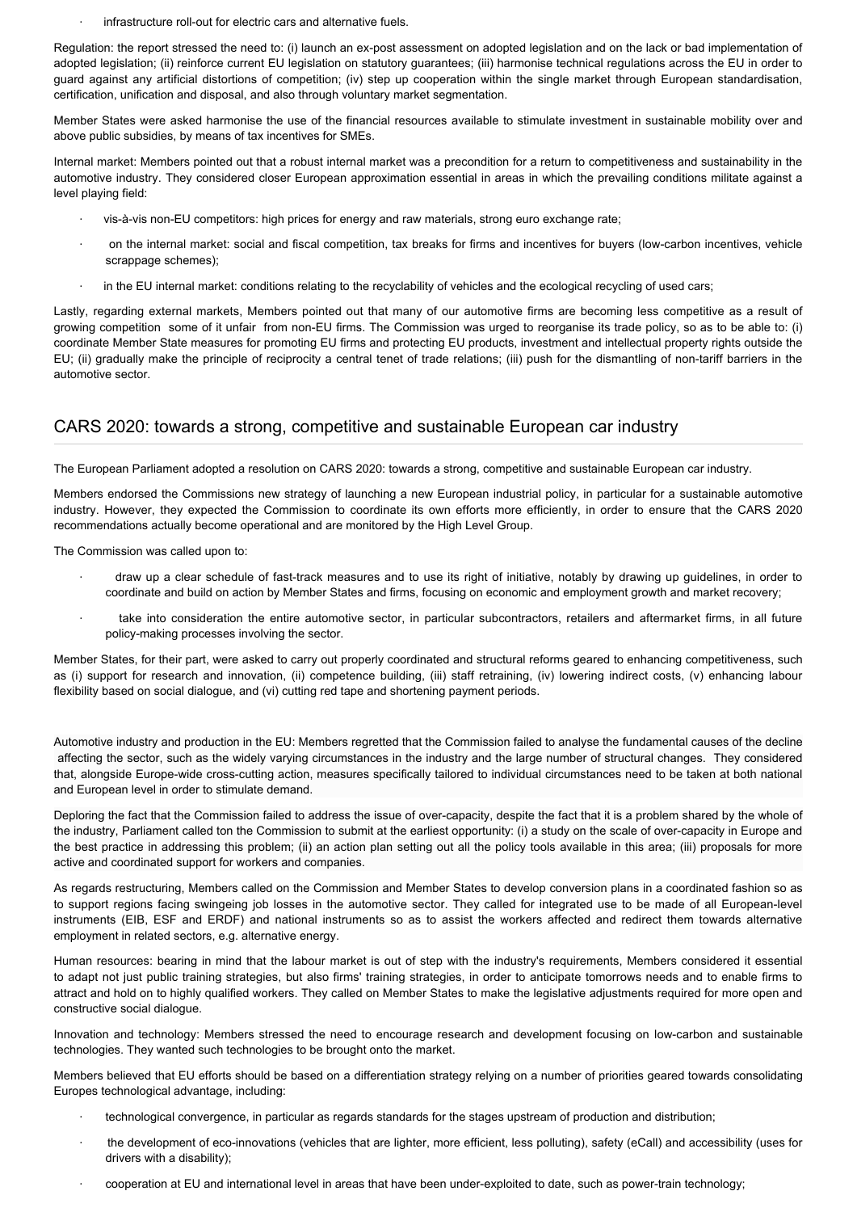- infrastructure roll-out for electric cars and alternative fuels.

Regulation: the report stressed the need to: (i) launch an ex-post assessment on adopted legislation and on the lack or bad implementation of adopted legislation; (ii) reinforce current EU legislation on statutory guarantees; (iii) harmonise technical regulations across the EU in order to guard against any artificial distortions of competition; (iv) step up cooperation within the single market through European standardisation, certification, unification and disposal, and also through voluntary market segmentation.

Member States were asked harmonise the use of the financial resources available to stimulate investment in sustainable mobility over and above public subsidies, by means of tax incentives for SMEs.

Internal market: Members pointed out that a robust internal market was a precondition for a return to competitiveness and sustainability in the automotive industry. They considered closer European approximation essential in areas in which the prevailing conditions militate against a level playing field:

- vis-à-vis non-EU competitors: high prices for energy and raw materials, strong euro exchange rate;
- on the internal market: social and fiscal competition, tax breaks for firms and incentives for buyers (low-carbon incentives, vehicle scrappage schemes);
- in the EU internal market: conditions relating to the recyclability of vehicles and the ecological recycling of used cars;

Lastly, regarding external markets, Members pointed out that many of our automotive firms are becoming less competitive as a result of growing competition some of it unfair from non-EU firms. The Commission was urged to reorganise its trade policy, so as to be able to: (i) coordinate Member State measures for promoting EU firms and protecting EU products, investment and intellectual property rights outside the EU; (ii) gradually make the principle of reciprocity a central tenet of trade relations; (iii) push for the dismantling of non-tariff barriers in the automotive sector.

## CARS 2020: towards a strong, competitive and sustainable European car industry

The European Parliament adopted a resolution on CARS 2020: towards a strong, competitive and sustainable European car industry.

Members endorsed the Commissions new strategy of launching a new European industrial policy, in particular for a sustainable automotive industry. However, they expected the Commission to coordinate its own efforts more efficiently, in order to ensure that the CARS 2020 recommendations actually become operational and are monitored by the High Level Group.

The Commission was called upon to:

- draw up a clear schedule of fast-track measures and to use its right of initiative, notably by drawing up guidelines, in order to coordinate and build on action by Member States and firms, focusing on economic and employment growth and market recovery;
- take into consideration the entire automotive sector, in particular subcontractors, retailers and aftermarket firms, in all future policy-making processes involving the sector.

Member States, for their part, were asked to carry out properly coordinated and structural reforms geared to enhancing competitiveness, such as (i) support for research and innovation, (ii) competence building, (iii) staff retraining, (iv) lowering indirect costs, (v) enhancing labour flexibility based on social dialogue, and (vi) cutting red tape and shortening payment periods.

Automotive industry and production in the EU: Members regretted that the Commission failed to analyse the fundamental causes of the decline affecting the sector, such as the widely varying circumstances in the industry and the large number of structural changes. They considered that, alongside Europe-wide cross-cutting action, measures specifically tailored to individual circumstances need to be taken at both national and European level in order to stimulate demand.

Deploring the fact that the Commission failed to address the issue of over-capacity, despite the fact that it is a problem shared by the whole of the industry, Parliament called ton the Commission to submit at the earliest opportunity: (i) a study on the scale of over-capacity in Europe and the best practice in addressing this problem; (ii) an action plan setting out all the policy tools available in this area; (iii) proposals for more active and coordinated support for workers and companies.

As regards restructuring, Members called on the Commission and Member States to develop conversion plans in a coordinated fashion so as to support regions facing swingeing job losses in the automotive sector. They called for integrated use to be made of all European-level instruments (EIB, ESF and ERDF) and national instruments so as to assist the workers affected and redirect them towards alternative employment in related sectors, e.g. alternative energy.

Human resources: bearing in mind that the labour market is out of step with the industry's requirements, Members considered it essential to adapt not just public training strategies, but also firms' training strategies, in order to anticipate tomorrows needs and to enable firms to attract and hold on to highly qualified workers. They called on Member States to make the legislative adjustments required for more open and constructive social dialogue.

Innovation and technology: Members stressed the need to encourage research and development focusing on low-carbon and sustainable technologies. They wanted such technologies to be brought onto the market.

Members believed that EU efforts should be based on a differentiation strategy relying on a number of priorities geared towards consolidating Europes technological advantage, including:

- technological convergence, in particular as regards standards for the stages upstream of production and distribution;
- the development of eco-innovations (vehicles that are lighter, more efficient, less polluting), safety (eCall) and accessibility (uses for drivers with a disability);
- cooperation at EU and international level in areas that have been under-exploited to date, such as power-train technology;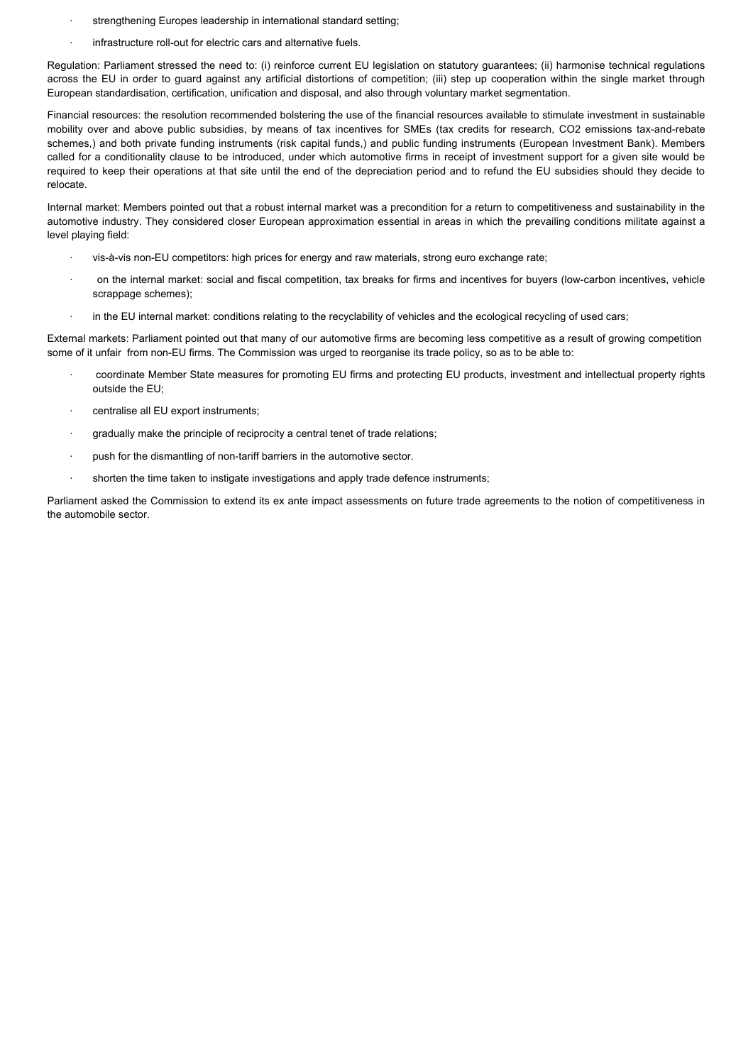- strengthening Europes leadership in international standard setting;
- infrastructure roll-out for electric cars and alternative fuels.

Regulation: Parliament stressed the need to: (i) reinforce current EU legislation on statutory guarantees; (ii) harmonise technical regulations across the EU in order to guard against any artificial distortions of competition; (iii) step up cooperation within the single market through European standardisation, certification, unification and disposal, and also through voluntary market segmentation.

Financial resources: the resolution recommended bolstering the use of the financial resources available to stimulate investment in sustainable mobility over and above public subsidies, by means of tax incentives for SMEs (tax credits for research, CO2 emissions tax-and-rebate schemes,) and both private funding instruments (risk capital funds,) and public funding instruments (European Investment Bank). Members called for a conditionality clause to be introduced, under which automotive firms in receipt of investment support for a given site would be required to keep their operations at that site until the end of the depreciation period and to refund the EU subsidies should they decide to relocate.

Internal market: Members pointed out that a robust internal market was a precondition for a return to competitiveness and sustainability in the automotive industry. They considered closer European approximation essential in areas in which the prevailing conditions militate against a level playing field:

- vis-à-vis non-EU competitors: high prices for energy and raw materials, strong euro exchange rate;
- on the internal market: social and fiscal competition, tax breaks for firms and incentives for buyers (low-carbon incentives, vehicle scrappage schemes);
- in the EU internal market: conditions relating to the recyclability of vehicles and the ecological recycling of used cars;

External markets: Parliament pointed out that many of our automotive firms are becoming less competitive as a result of growing competition some of it unfair from non-EU firms. The Commission was urged to reorganise its trade policy, so as to be able to:

- coordinate Member State measures for promoting EU firms and protecting EU products, investment and intellectual property rights outside the EU;
- centralise all EU export instruments;
- gradually make the principle of reciprocity a central tenet of trade relations;
- push for the dismantling of non-tariff barriers in the automotive sector.
- shorten the time taken to instigate investigations and apply trade defence instruments;

Parliament asked the Commission to extend its ex ante impact assessments on future trade agreements to the notion of competitiveness in the automobile sector.